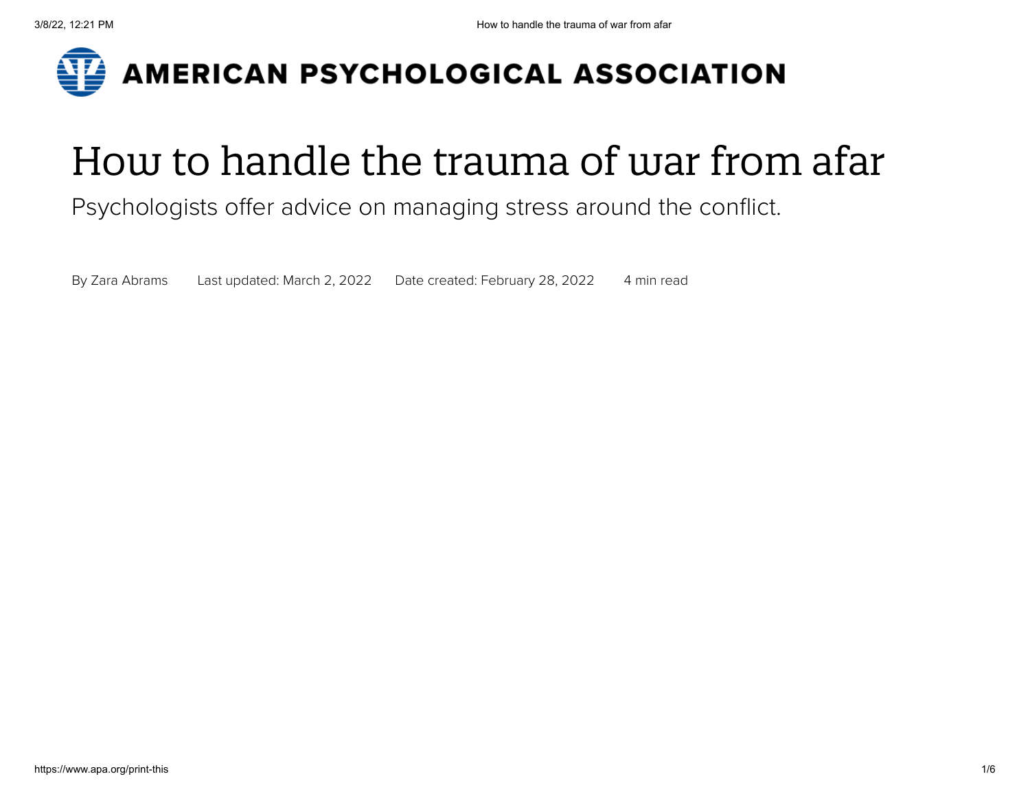AMERICAN PSYCHOLOGICAL ASSOCIATION

# How to handle the trauma of war from afar

Psychologists offer advice on managing stress around the conflict.

By Zara Abrams    Last updated: March 2, 2022    Date created: February 28, 2022    4 min read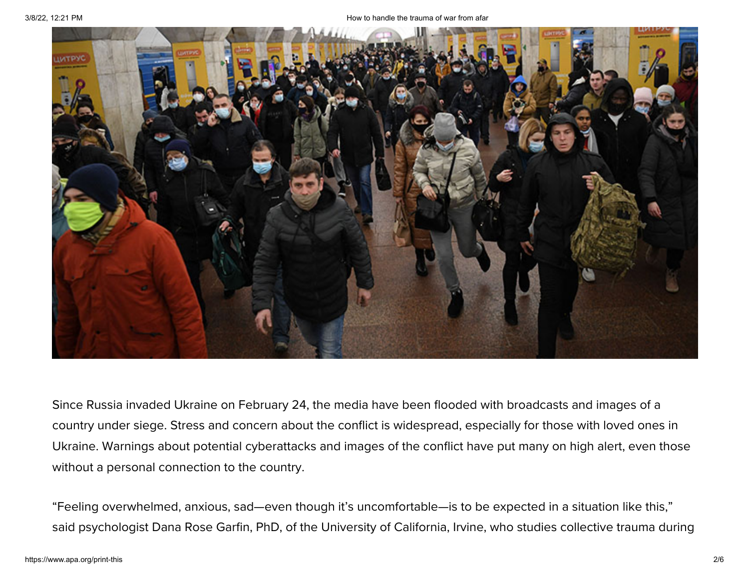Since Russia invaded Ukraine on February 24, the media have been flooded with broadcasts and images of a country under siege. Stress and concern about the conflict is widespread, especially for those with loved ones in Ukraine. Warnings about potential cyberattacks and images of the conflict have put many on high alert, even those without a personal connection to the country.

“Feeling overwhelmed, anxious, sad—even though it’s uncomfortable—is to be expected in a situation like this,” said psychologist Dana Rose Garfin, PhD, of the University of California, Irvine, who studies collective trauma during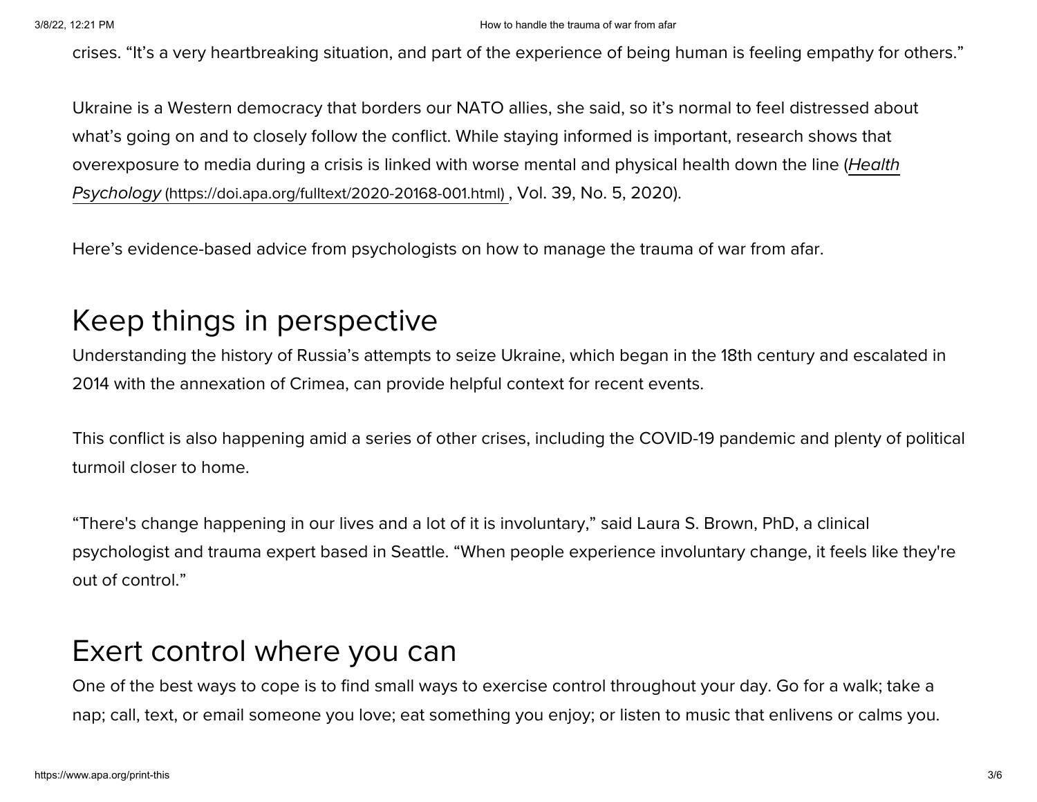crises. "It's a very heartbreaking situation, and part of the experience of being human is feeling empathy for others."

Ukraine is a Western democracy that borders our NATO allies, she said, so it's normal to feel distressed about what's going on and to closely follow the conflict. While staying informed is important, research shows that overexposure to media during a crisis is linked with worse mental and physical health down the line (*Health Psychology* (https://doi.apa.org/fulltext/2020-20168-001.html), Vol. 39, No. 5, 2020).

Here's evidence-based advice from psychologists on how to manage the trauma of war from afar.

## Keep things in perspective

Understanding the history of Russia's attempts to seize Ukraine, which began in the 18th century and escalated in 2014 with the annexation of Crimea, can provide helpful context for recent events.

This conflict is also happening amid a series of other crises, including the COVID-19 pandemic and plenty of political turmoil closer to home.

"There's change happening in our lives and a lot of it is involuntary," said Laura S. Brown, PhD, a clinical psychologist and trauma expert based in Seattle. "When people experience involuntary change, it feels like they're out of control."

## Exert control where you can

One of the best ways to cope is to find small ways to exercise control throughout your day. Go for a walk; take a nap; call, text, or email someone you love; eat something you enjoy; or listen to music that enlivens or calms you.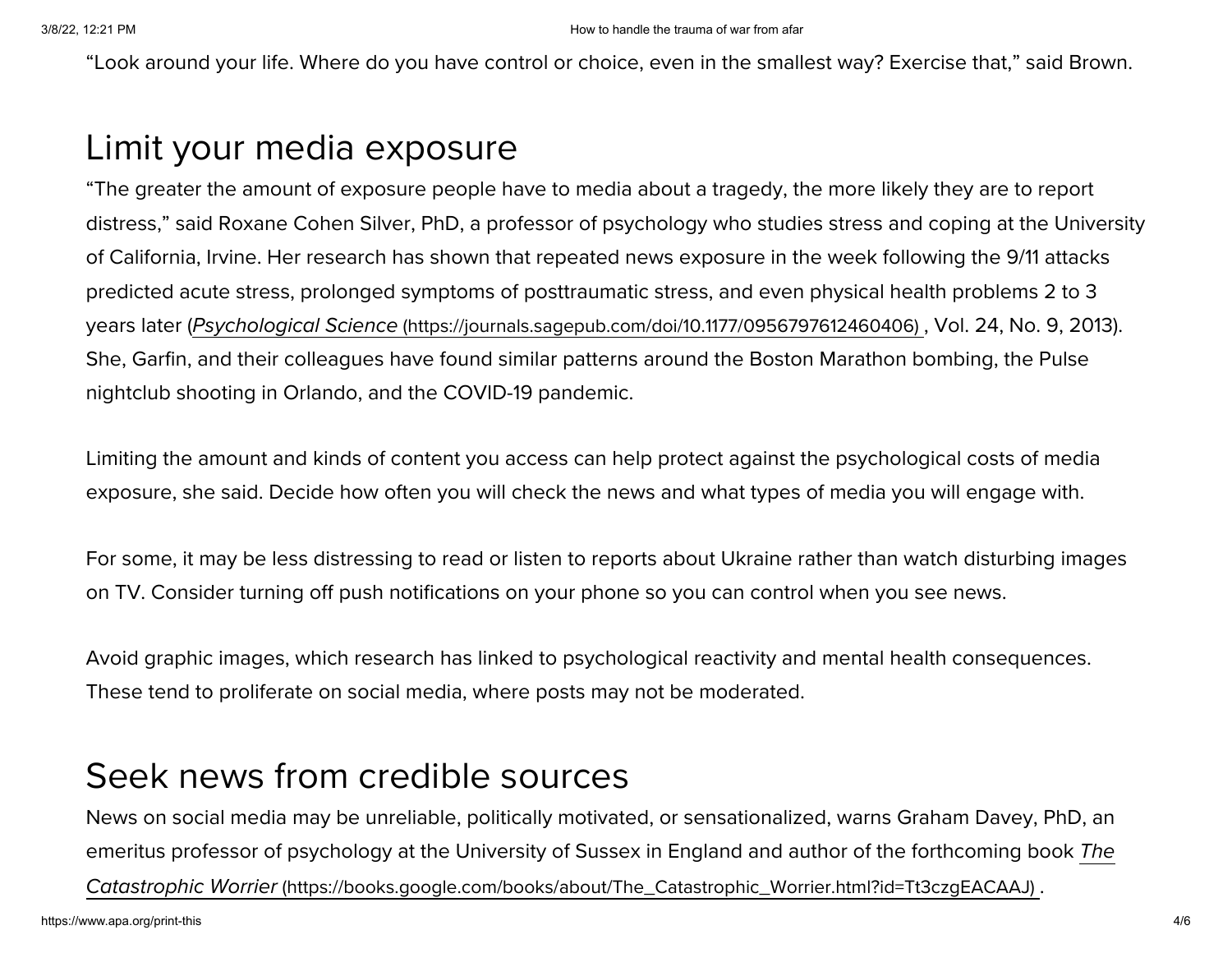"Look around your life. Where do you have control or choice, even in the smallest way? Exercise that," said Brown.

## Limit your media exposure

"The greater the amount of exposure people have to media about a tragedy, the more likely they are to report distress," said Roxane Cohen Silver, PhD, a professor of psychology who studies stress and coping at the University of California, Irvine. Her research has shown that repeated news exposure in the week following the 9/11 attacks predicted acute stress, prolonged symptoms of posttraumatic stress, and even physical health problems 2 to 3 years later (*Psychological Science* (https://journals.sagepub.com/doi/10.1177/0956797612460406) , Vol. 24, No. 9, 2013). She, Garfin, and their colleagues have found similar patterns around the Boston Marathon bombing, the Pulse nightclub shooting in Orlando, and the COVID-19 pandemic.

Limiting the amount and kinds of content you access can help protect against the psychological costs of media exposure, she said. Decide how often you will check the news and what types of media you will engage with.

For some, it may be less distressing to read or listen to reports about Ukraine rather than watch disturbing images on TV. Consider turning off push notifications on your phone so you can control when you see news.

Avoid graphic images, which research has linked to psychological reactivity and mental health consequences. These tend to proliferate on social media, where posts may not be moderated.

## Seek news from credible sources

News on social media may be unreliable, politically motivated, or sensationalized, warns Graham Davey, PhD, an emeritus professor of psychology at the University of Sussex in England and author of the forthcoming book *The Catastrophic Worrier* (https://books.google.com/books/about/The_Catastrophic_Worrier.html?id=Tt3czgEACAAJ) .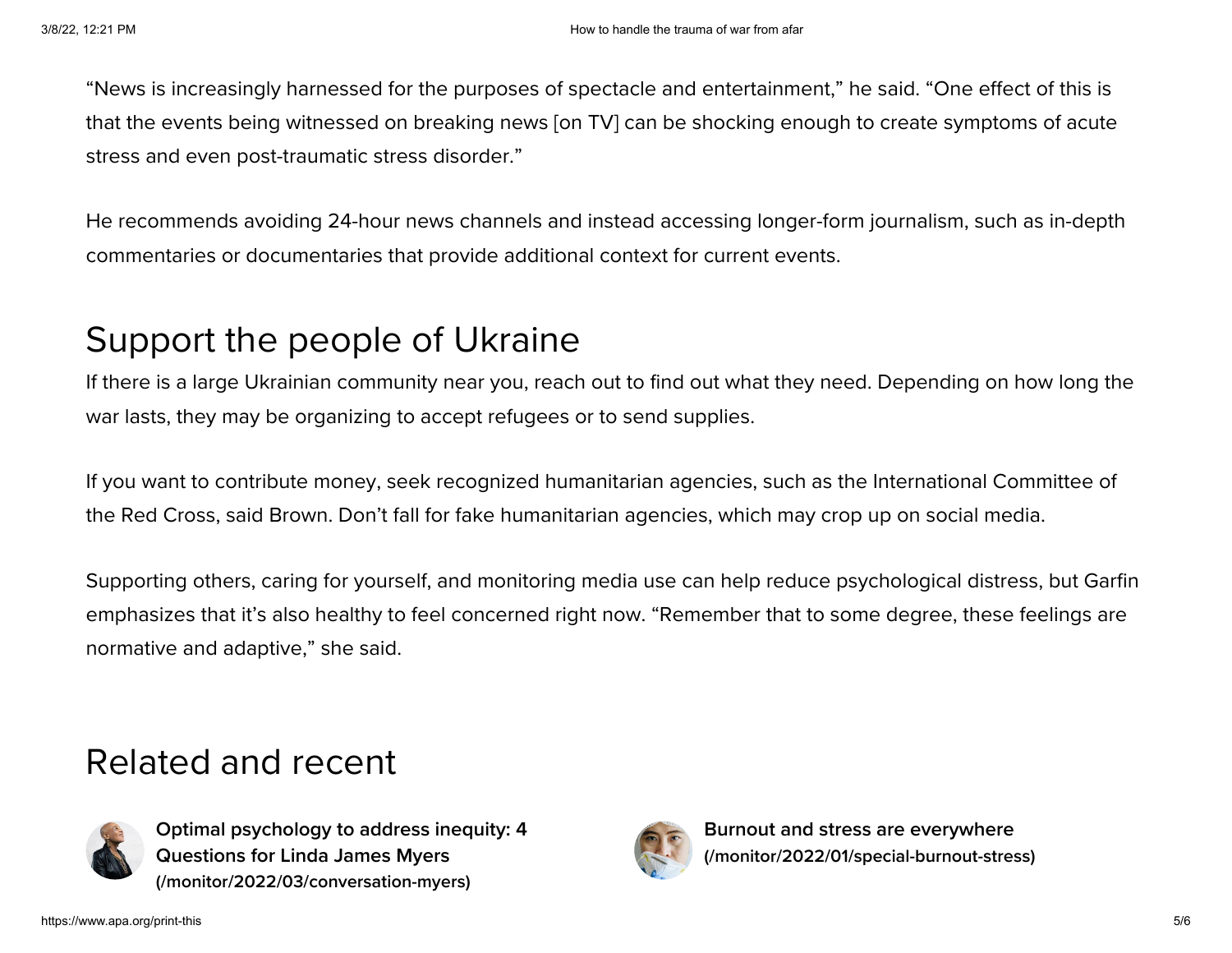"News is increasingly harnessed for the purposes of spectacle and entertainment," he said. "One effect of this is that the events being witnessed on breaking news [on TV] can be shocking enough to create symptoms of acute stress and even post-traumatic stress disorder."

He recommends avoiding 24-hour news channels and instead accessing longer-form journalism, such as in-depth commentaries or documentaries that provide additional context for current events.

## Support the people of Ukraine

If there is a large Ukrainian community near you, reach out to find out what they need. Depending on how long the war lasts, they may be organizing to accept refugees or to send supplies.

If you want to contribute money, seek recognized humanitarian agencies, such as the International Committee of the Red Cross, said Brown. Don't fall for fake humanitarian agencies, which may crop up on social media.

Supporting others, caring for yourself, and monitoring media use can help reduce psychological distress, but Garfin emphasizes that it's also healthy to feel concerned right now. "Remember that to some degree, these feelings are normative and adaptive," she said.

## Related and recent

**Optimal psychology to address inequity: 4 Questions for Linda James Myers (/monitor/2022/03/conversation-myers)**

**Burnout and stress are everywhere (/monitor/2022/01/special-burnout-stress)**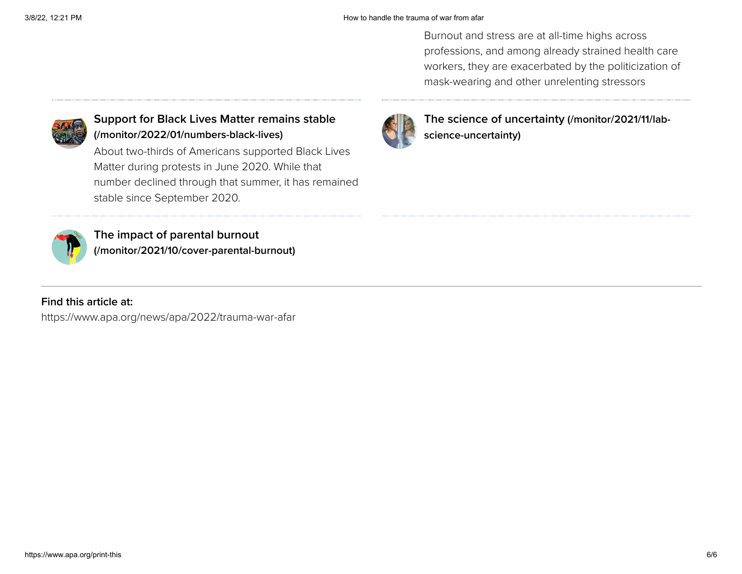Burnout and stress are at all-time highs across professions, and among already strained health care workers, they are exacerbated by the politicization of mask-wearing and other unrelenting stressors

**Support for Black Lives Matter remains stable (/monitor/2022/01/numbers-black-lives)**

About two-thirds of Americans supported Black Lives Matter during protests in June 2020. While that number declined through that summer, it has remained stable since September 2020.

**The science of uncertainty (/monitor/2021/11/lab-science-uncertainty)**

**The impact of parental burnout (/monitor/2021/10/cover-parental-burnout)**

---

**Find this article at:**

https://www.apa.org/news/apa/2022/trauma-war-afar